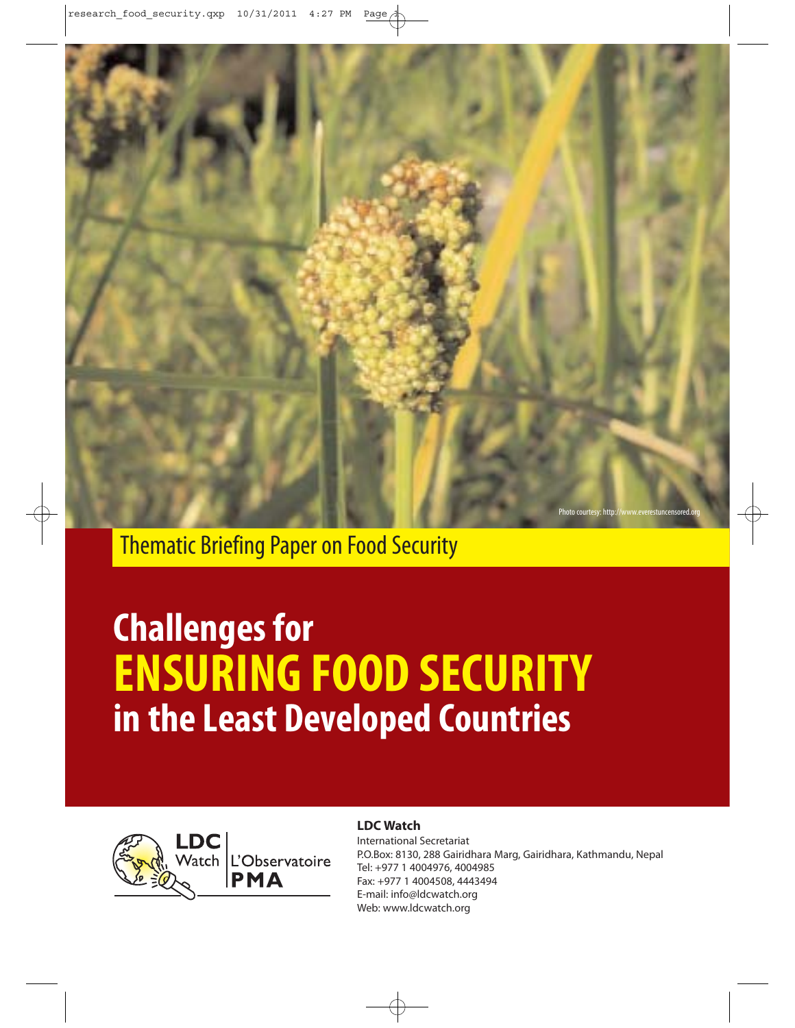Photo courtesy: http://www.everestuncensored.org

Thematic Briefing Paper on Food Security

# Challenges for ENSURING FOOD SECURITY in the Least Developed Countries

LDC Watch | L'Observatoire PMA

**LDC Watch**

International Secretariat

P.O.Box: 8130, 288 Gairidhara Marg, Gairidhara, Kathmandu, Nepal

Tel: +977 1 4004976, 4004985

Fax: +977 1 4004508, 4443494

E-mail: info@ldcwatch.org

Web: www.ldcwatch.org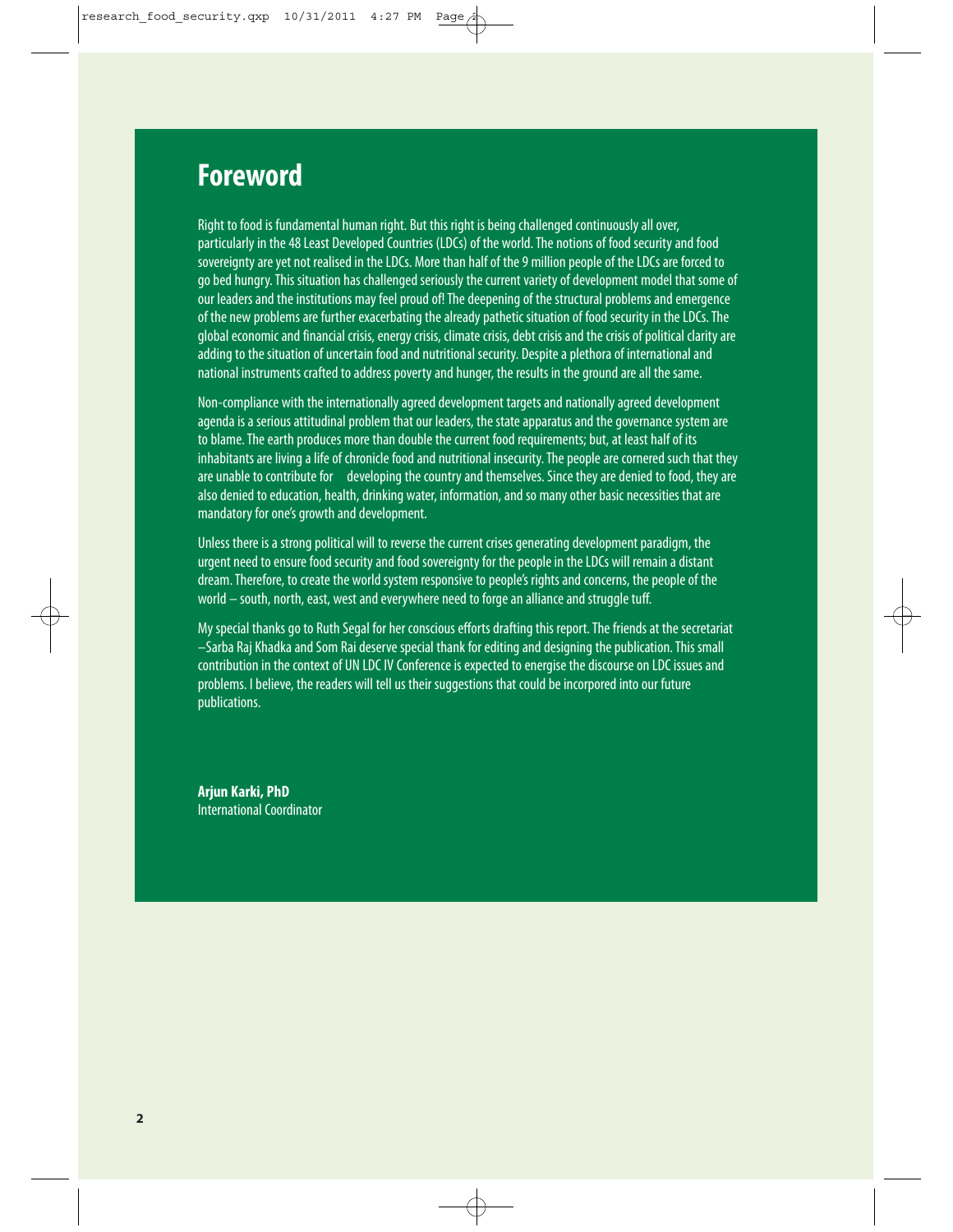# Foreword

Right to food is fundamental human right. But this right is being challenged continuously all over, particularly in the 48 Least Developed Countries (LDCs) of the world. The notions of food security and food sovereignty are yet not realised in the LDCs. More than half of the 9 million people of the LDCs are forced to go bed hungry. This situation has challenged seriously the current variety of development model that some of our leaders and the institutions may feel proud of! The deepening of the structural problems and emergence of the new problems are further exacerbating the already pathetic situation of food security in the LDCs. The global economic and financial crisis, energy crisis, climate crisis, debt crisis and the crisis of political clarity are adding to the situation of uncertain food and nutritional security. Despite a plethora of international and national instruments crafted to address poverty and hunger, the results in the ground are all the same.

Non-compliance with the internationally agreed development targets and nationally agreed development agenda is a serious attitudinal problem that our leaders, the state apparatus and the governance system are to blame. The earth produces more than double the current food requirements; but, at least half of its inhabitants are living a life of chronicle food and nutritional insecurity. The people are cornered such that they are unable to contribute for developing the country and themselves. Since they are denied to food, they are also denied to education, health, drinking water, information, and so many other basic necessities that are mandatory for one's growth and development.

Unless there is a strong political will to reverse the current crises generating development paradigm, the urgent need to ensure food security and food sovereignty for the people in the LDCs will remain a distant dream. Therefore, to create the world system responsive to people's rights and concerns, the people of the world – south, north, east, west and everywhere need to forge an alliance and struggle tuff.

My special thanks go to Ruth Segal for her conscious efforts drafting this report. The friends at the secretariat –Sarba Raj Khadka and Som Rai deserve special thank for editing and designing the publication. This small contribution in the context of UN LDC IV Conference is expected to energise the discourse on LDC issues and problems. I believe, the readers will tell us their suggestions that could be incorpored into our future publications.

**Arjun Karki, PhD**
International Coordinator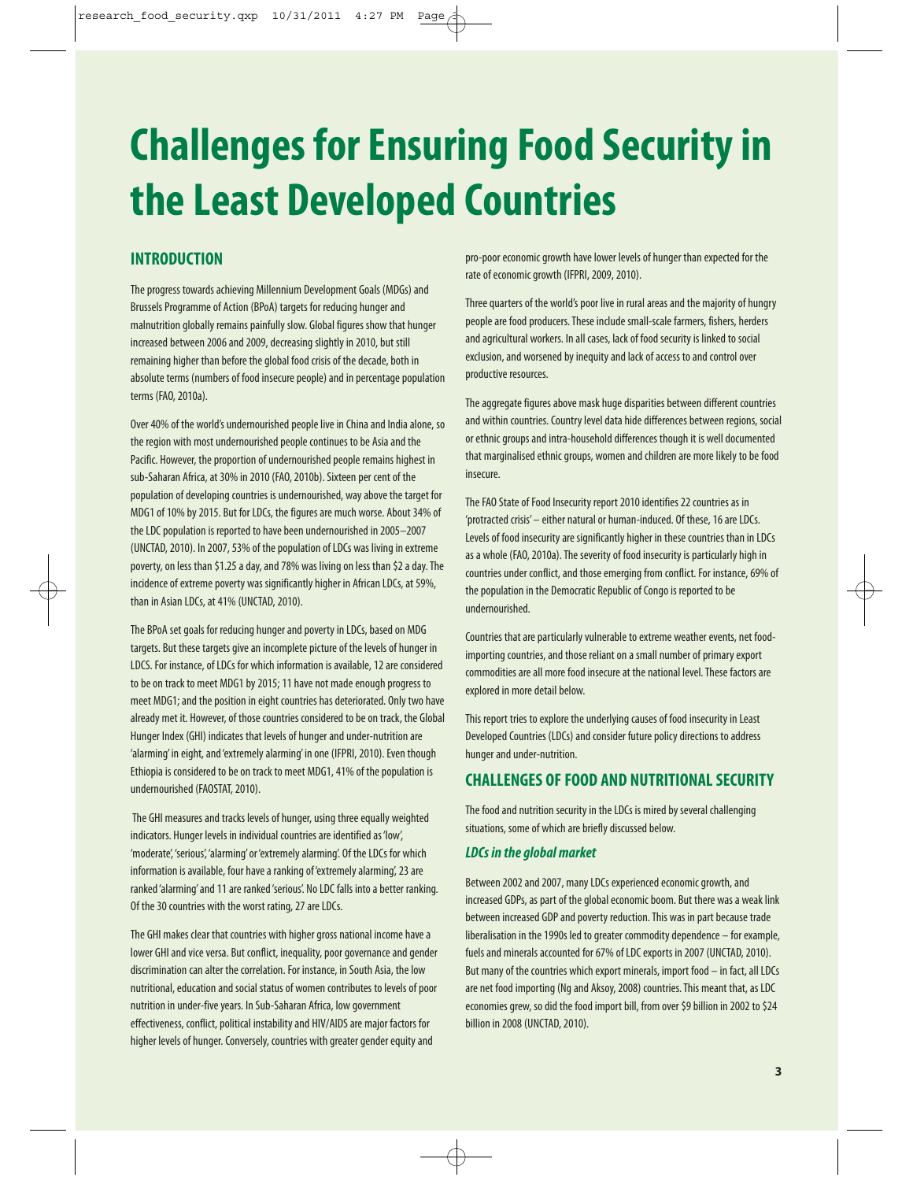# Challenges for Ensuring Food Security in the Least Developed Countries

## INTRODUCTION

The progress towards achieving Millennium Development Goals (MDGs) and Brussels Programme of Action (BPoA) targets for reducing hunger and malnutrition globally remains painfully slow. Global figures show that hunger increased between 2006 and 2009, decreasing slightly in 2010, but still remaining higher than before the global food crisis of the decade, both in absolute terms (numbers of food insecure people) and in percentage population terms (FAO, 2010a).

Over 40% of the world's undernourished people live in China and India alone, so the region with most undernourished people continues to be Asia and the Pacific. However, the proportion of undernourished people remains highest in sub-Saharan Africa, at 30% in 2010 (FAO, 2010b). Sixteen per cent of the population of developing countries is undernourished, way above the target for MDG1 of 10% by 2015. But for LDCs, the figures are much worse. About 34% of the LDC population is reported to have been undernourished in 2005–2007 (UNCTAD, 2010). In 2007, 53% of the population of LDCs was living in extreme poverty, on less than $1.25 a day, and 78% was living on less than $2 a day. The incidence of extreme poverty was significantly higher in African LDCs, at 59%, than in Asian LDCs, at 41% (UNCTAD, 2010).

The BPoA set goals for reducing hunger and poverty in LDCs, based on MDG targets. But these targets give an incomplete picture of the levels of hunger in LDCS. For instance, of LDCs for which information is available, 12 are considered to be on track to meet MDG1 by 2015; 11 have not made enough progress to meet MDG1; and the position in eight countries has deteriorated. Only two have already met it. However, of those countries considered to be on track, the Global Hunger Index (GHI) indicates that levels of hunger and under-nutrition are 'alarming' in eight, and 'extremely alarming' in one (IFPRI, 2010). Even though Ethiopia is considered to be on track to meet MDG1, 41% of the population is undernourished (FAOSTAT, 2010).

The GHI measures and tracks levels of hunger, using three equally weighted indicators. Hunger levels in individual countries are identified as 'low', 'moderate', 'serious', 'alarming' or 'extremely alarming'. Of the LDCs for which information is available, four have a ranking of 'extremely alarming', 23 are ranked 'alarming' and 11 are ranked 'serious'. No LDC falls into a better ranking. Of the 30 countries with the worst rating, 27 are LDCs.

The GHI makes clear that countries with higher gross national income have a lower GHI and vice versa. But conflict, inequality, poor governance and gender discrimination can alter the correlation. For instance, in South Asia, the low nutritional, education and social status of women contributes to levels of poor nutrition in under-five years. In Sub-Saharan Africa, low government effectiveness, conflict, political instability and HIV/AIDS are major factors for higher levels of hunger. Conversely, countries with greater gender equity and pro-poor economic growth have lower levels of hunger than expected for the rate of economic growth (IFPRI, 2009, 2010).

Three quarters of the world's poor live in rural areas and the majority of hungry people are food producers. These include small-scale farmers, fishers, herders and agricultural workers. In all cases, lack of food security is linked to social exclusion, and worsened by inequity and lack of access to and control over productive resources.

The aggregate figures above mask huge disparities between different countries and within countries. Country level data hide differences between regions, social or ethnic groups and intra-household differences though it is well documented that marginalised ethnic groups, women and children are more likely to be food insecure.

The FAO State of Food Insecurity report 2010 identifies 22 countries as in 'protracted crisis' – either natural or human-induced. Of these, 16 are LDCs. Levels of food insecurity are significantly higher in these countries than in LDCs as a whole (FAO, 2010a). The severity of food insecurity is particularly high in countries under conflict, and those emerging from conflict. For instance, 69% of the population in the Democratic Republic of Congo is reported to be undernourished.

Countries that are particularly vulnerable to extreme weather events, net food-importing countries, and those reliant on a small number of primary export commodities are all more food insecure at the national level. These factors are explored in more detail below.

This report tries to explore the underlying causes of food insecurity in Least Developed Countries (LDCs) and consider future policy directions to address hunger and under-nutrition.

## CHALLENGES OF FOOD AND NUTRITIONAL SECURITY

The food and nutrition security in the LDCs is mired by several challenging situations, some of which are briefly discussed below.

### *LDCs in the global market*

Between 2002 and 2007, many LDCs experienced economic growth, and increased GDPs, as part of the global economic boom. But there was a weak link between increased GDP and poverty reduction. This was in part because trade liberalisation in the 1990s led to greater commodity dependence – for example, fuels and minerals accounted for 67% of LDC exports in 2007 (UNCTAD, 2010). But many of the countries which export minerals, import food – in fact, all LDCs are net food importing (Ng and Aksoy, 2008) countries. This meant that, as LDC economies grew, so did the food import bill, from over $9 billion in 2002 to $24 billion in 2008 (UNCTAD, 2010).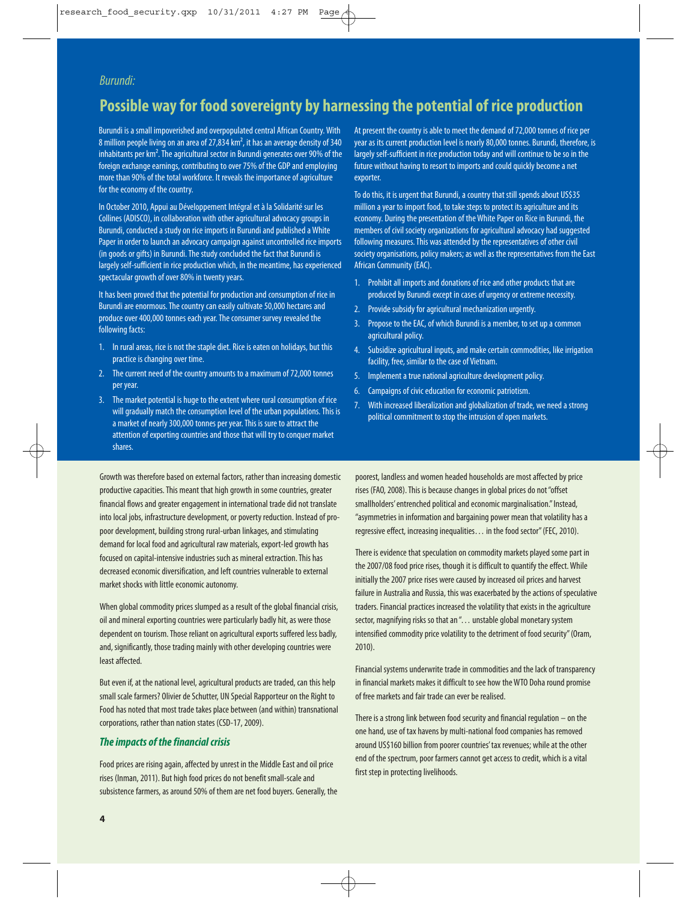*Burundi:*

## Possible way for food sovereignty by harnessing the potential of rice production

Burundi is a small impoverished and overpopulated central African Country. With 8 million people living on an area of 27,834 km², it has an average density of 340 inhabitants per km². The agricultural sector in Burundi generates over 90% of the foreign exchange earnings, contributing to over 75% of the GDP and employing more than 90% of the total workforce. It reveals the importance of agriculture for the economy of the country.

In October 2010, Appui au Développement Intégral et à la Solidarité sur les Collines (ADISCO), in collaboration with other agricultural advocacy groups in Burundi, conducted a study on rice imports in Burundi and published a White Paper in order to launch an advocacy campaign against uncontrolled rice imports (in goods or gifts) in Burundi. The study concluded the fact that Burundi is largely self-sufficient in rice production which, in the meantime, has experienced spectacular growth of over 80% in twenty years.

It has been proved that the potential for production and consumption of rice in Burundi are enormous. The country can easily cultivate 50,000 hectares and produce over 400,000 tonnes each year. The consumer survey revealed the following facts:

1. In rural areas, rice is not the staple diet. Rice is eaten on holidays, but this practice is changing over time.
2. The current need of the country amounts to a maximum of 72,000 tonnes per year.
3. The market potential is huge to the extent where rural consumption of rice will gradually match the consumption level of the urban populations. This is a market of nearly 300,000 tonnes per year. This is sure to attract the attention of exporting countries and those that will try to conquer market shares.

At present the country is able to meet the demand of 72,000 tonnes of rice per year as its current production level is nearly 80,000 tonnes. Burundi, therefore, is largely self-sufficient in rice production today and will continue to be so in the future without having to resort to imports and could quickly become a net exporter.

To do this, it is urgent that Burundi, a country that still spends about US$35 million a year to import food, to take steps to protect its agriculture and its economy. During the presentation of the White Paper on Rice in Burundi, the members of civil society organizations for agricultural advocacy had suggested following measures. This was attended by the representatives of other civil society organisations, policy makers; as well as the representatives from the East African Community (EAC).

1. Prohibit all imports and donations of rice and other products that are produced by Burundi except in cases of urgency or extreme necessity.
2. Provide subsidy for agricultural mechanization urgently.
3. Propose to the EAC, of which Burundi is a member, to set up a common agricultural policy.
4. Subsidize agricultural inputs, and make certain commodities, like irrigation facility, free, similar to the case of Vietnam.
5. Implement a true national agriculture development policy.
6. Campaigns of civic education for economic patriotism.
7. With increased liberalization and globalization of trade, we need a strong political commitment to stop the intrusion of open markets.

Growth was therefore based on external factors, rather than increasing domestic productive capacities. This meant that high growth in some countries, greater financial flows and greater engagement in international trade did not translate into local jobs, infrastructure development, or poverty reduction. Instead of pro-poor development, building strong rural-urban linkages, and stimulating demand for local food and agricultural raw materials, export-led growth has focused on capital-intensive industries such as mineral extraction. This has decreased economic diversification, and left countries vulnerable to external market shocks with little economic autonomy.

When global commodity prices slumped as a result of the global financial crisis, oil and mineral exporting countries were particularly badly hit, as were those dependent on tourism. Those reliant on agricultural exports suffered less badly, and, significantly, those trading mainly with other developing countries were least affected.

But even if, at the national level, agricultural products are traded, can this help small scale farmers? Olivier de Schutter, UN Special Rapporteur on the Right to Food has noted that most trade takes place between (and within) transnational corporations, rather than nation states (CSD-17, 2009).

### *The impacts of the financial crisis*

Food prices are rising again, affected by unrest in the Middle East and oil price rises (Inman, 2011). But high food prices do not benefit small-scale and subsistence farmers, as around 50% of them are net food buyers. Generally, the poorest, landless and women headed households are most affected by price rises (FAO, 2008). This is because changes in global prices do not "offset smallholders' entrenched political and economic marginalisation." Instead, "asymmetries in information and bargaining power mean that volatility has a regressive effect, increasing inequalities… in the food sector" (FEC, 2010).

There is evidence that speculation on commodity markets played some part in the 2007/08 food price rises, though it is difficult to quantify the effect. While initially the 2007 price rises were caused by increased oil prices and harvest failure in Australia and Russia, this was exacerbated by the actions of speculative traders. Financial practices increased the volatility that exists in the agriculture sector, magnifying risks so that an "… unstable global monetary system intensified commodity price volatility to the detriment of food security" (Oram, 2010).

Financial systems underwrite trade in commodities and the lack of transparency in financial markets makes it difficult to see how the WTO Doha round promise of free markets and fair trade can ever be realised.

There is a strong link between food security and financial regulation – on the one hand, use of tax havens by multi-national food companies has removed around US$160 billion from poorer countries' tax revenues; while at the other end of the spectrum, poor farmers cannot get access to credit, which is a vital first step in protecting livelihoods.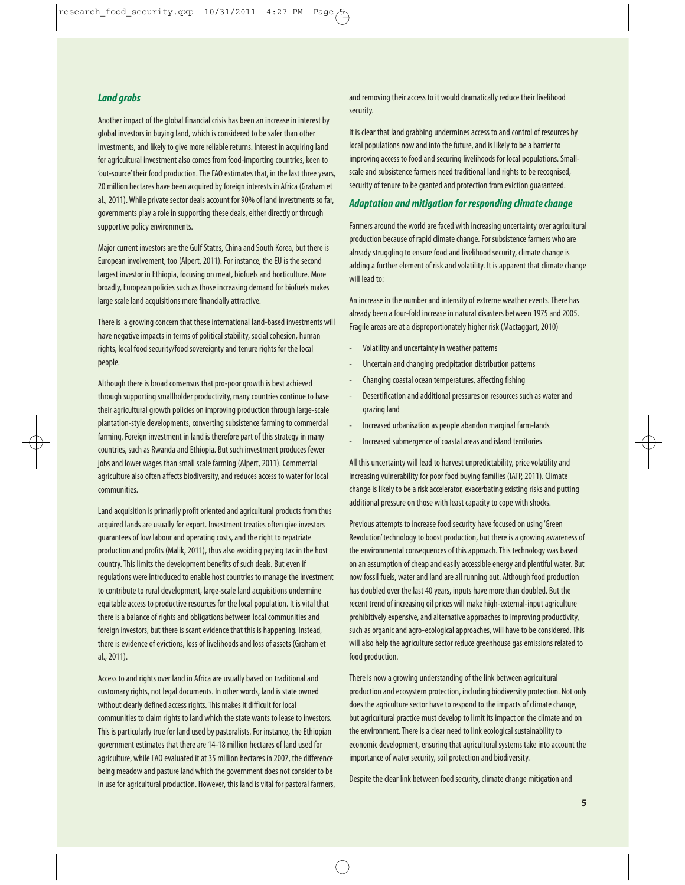### *Land grabs*

Another impact of the global financial crisis has been an increase in interest by global investors in buying land, which is considered to be safer than other investments, and likely to give more reliable returns. Interest in acquiring land for agricultural investment also comes from food-importing countries, keen to 'out-source' their food production. The FAO estimates that, in the last three years, 20 million hectares have been acquired by foreign interests in Africa (Graham et al., 2011). While private sector deals account for 90% of land investments so far, governments play a role in supporting these deals, either directly or through supportive policy environments.

Major current investors are the Gulf States, China and South Korea, but there is European involvement, too (Alpert, 2011). For instance, the EU is the second largest investor in Ethiopia, focusing on meat, biofuels and horticulture. More broadly, European policies such as those increasing demand for biofuels makes large scale land acquisitions more financially attractive.

There is a growing concern that these international land-based investments will have negative impacts in terms of political stability, social cohesion, human rights, local food security/food sovereignty and tenure rights for the local people.

Although there is broad consensus that pro-poor growth is best achieved through supporting smallholder productivity, many countries continue to base their agricultural growth policies on improving production through large-scale plantation-style developments, converting subsistence farming to commercial farming. Foreign investment in land is therefore part of this strategy in many countries, such as Rwanda and Ethiopia. But such investment produces fewer jobs and lower wages than small scale farming (Alpert, 2011). Commercial agriculture also often affects biodiversity, and reduces access to water for local communities.

Land acquisition is primarily profit oriented and agricultural products from thus acquired lands are usually for export. Investment treaties often give investors guarantees of low labour and operating costs, and the right to repatriate production and profits (Malik, 2011), thus also avoiding paying tax in the host country. This limits the development benefits of such deals. But even if regulations were introduced to enable host countries to manage the investment to contribute to rural development, large-scale land acquisitions undermine equitable access to productive resources for the local population. It is vital that there is a balance of rights and obligations between local communities and foreign investors, but there is scant evidence that this is happening. Instead, there is evidence of evictions, loss of livelihoods and loss of assets (Graham et al., 2011).

Access to and rights over land in Africa are usually based on traditional and customary rights, not legal documents. In other words, land is state owned without clearly defined access rights. This makes it difficult for local communities to claim rights to land which the state wants to lease to investors. This is particularly true for land used by pastoralists. For instance, the Ethiopian government estimates that there are 14-18 million hectares of land used for agriculture, while FAO evaluated it at 35 million hectares in 2007, the difference being meadow and pasture land which the government does not consider to be in use for agricultural production. However, this land is vital for pastoral farmers, and removing their access to it would dramatically reduce their livelihood security.

It is clear that land grabbing undermines access to and control of resources by local populations now and into the future, and is likely to be a barrier to improving access to food and securing livelihoods for local populations. Small-scale and subsistence farmers need traditional land rights to be recognised, security of tenure to be granted and protection from eviction guaranteed.

### *Adaptation and mitigation for responding climate change*

Farmers around the world are faced with increasing uncertainty over agricultural production because of rapid climate change. For subsistence farmers who are already struggling to ensure food and livelihood security, climate change is adding a further element of risk and volatility. It is apparent that climate change will lead to:

An increase in the number and intensity of extreme weather events. There has already been a four-fold increase in natural disasters between 1975 and 2005. Fragile areas are at a disproportionately higher risk (Mactaggart, 2010)

- Volatility and uncertainty in weather patterns
- Uncertain and changing precipitation distribution patterns
- Changing coastal ocean temperatures, affecting fishing
- Desertification and additional pressures on resources such as water and grazing land
- Increased urbanisation as people abandon marginal farm-lands
- Increased submergence of coastal areas and island territories

All this uncertainty will lead to harvest unpredictability, price volatility and increasing vulnerability for poor food buying families (IATP, 2011). Climate change is likely to be a risk accelerator, exacerbating existing risks and putting additional pressure on those with least capacity to cope with shocks.

Previous attempts to increase food security have focused on using 'Green Revolution' technology to boost production, but there is a growing awareness of the environmental consequences of this approach. This technology was based on an assumption of cheap and easily accessible energy and plentiful water. But now fossil fuels, water and land are all running out. Although food production has doubled over the last 40 years, inputs have more than doubled. But the recent trend of increasing oil prices will make high-external-input agriculture prohibitively expensive, and alternative approaches to improving productivity, such as organic and agro-ecological approaches, will have to be considered. This will also help the agriculture sector reduce greenhouse gas emissions related to food production.

There is now a growing understanding of the link between agricultural production and ecosystem protection, including biodiversity protection. Not only does the agriculture sector have to respond to the impacts of climate change, but agricultural practice must develop to limit its impact on the climate and on the environment. There is a clear need to link ecological sustainability to economic development, ensuring that agricultural systems take into account the importance of water security, soil protection and biodiversity.

Despite the clear link between food security, climate change mitigation and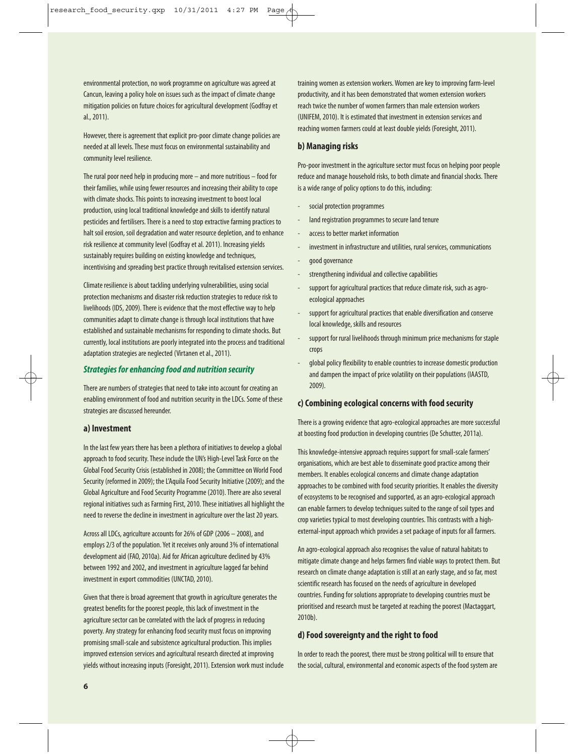environmental protection, no work programme on agriculture was agreed at Cancun, leaving a policy hole on issues such as the impact of climate change mitigation policies on future choices for agricultural development (Godfray et al., 2011).

However, there is agreement that explicit pro-poor climate change policies are needed at all levels. These must focus on environmental sustainability and community level resilience.

The rural poor need help in producing more – and more nutritious – food for their families, while using fewer resources and increasing their ability to cope with climate shocks. This points to increasing investment to boost local production, using local traditional knowledge and skills to identify natural pesticides and fertilisers. There is a need to stop extractive farming practices to halt soil erosion, soil degradation and water resource depletion, and to enhance risk resilience at community level (Godfray et al. 2011). Increasing yields sustainably requires building on existing knowledge and techniques, incentivising and spreading best practice through revitalised extension services.

Climate resilience is about tackling underlying vulnerabilities, using social protection mechanisms and disaster risk reduction strategies to reduce risk to livelihoods (IDS, 2009). There is evidence that the most effective way to help communities adapt to climate change is through local institutions that have established and sustainable mechanisms for responding to climate shocks. But currently, local institutions are poorly integrated into the process and traditional adaptation strategies are neglected (Virtanen et al., 2011).

## *Strategies for enhancing food and nutrition security*

There are numbers of strategies that need to take into account for creating an enabling environment of food and nutrition security in the LDCs. Some of these strategies are discussed hereunder.

### a) Investment

In the last few years there has been a plethora of initiatives to develop a global approach to food security. These include the UN's High-Level Task Force on the Global Food Security Crisis (established in 2008); the Committee on World Food Security (reformed in 2009); the L'Aquila Food Security Initiative (2009); and the Global Agriculture and Food Security Programme (2010). There are also several regional initiatives such as Farming First, 2010. These initiatives all highlight the need to reverse the decline in investment in agriculture over the last 20 years.

Across all LDCs, agriculture accounts for 26% of GDP (2006 – 2008), and employs 2/3 of the population. Yet it receives only around 3% of international development aid (FAO, 2010a). Aid for African agriculture declined by 43% between 1992 and 2002, and investment in agriculture lagged far behind investment in export commodities (UNCTAD, 2010).

Given that there is broad agreement that growth in agriculture generates the greatest benefits for the poorest people, this lack of investment in the agriculture sector can be correlated with the lack of progress in reducing poverty. Any strategy for enhancing food security must focus on improving promising small-scale and subsistence agricultural production. This implies improved extension services and agricultural research directed at improving yields without increasing inputs (Foresight, 2011). Extension work must include training women as extension workers. Women are key to improving farm-level productivity, and it has been demonstrated that women extension workers reach twice the number of women farmers than male extension workers (UNIFEM, 2010). It is estimated that investment in extension services and reaching women farmers could at least double yields (Foresight, 2011).

### b) Managing risks

Pro-poor investment in the agriculture sector must focus on helping poor people reduce and manage household risks, to both climate and financial shocks. There is a wide range of policy options to do this, including:

- social protection programmes
- land registration programmes to secure land tenure
- access to better market information
- investment in infrastructure and utilities, rural services, communications
- good governance
- strengthening individual and collective capabilities
- support for agricultural practices that reduce climate risk, such as agro-ecological approaches
- support for agricultural practices that enable diversification and conserve local knowledge, skills and resources
- support for rural livelihoods through minimum price mechanisms for staple crops
- global policy flexibility to enable countries to increase domestic production and dampen the impact of price volatility on their populations (IAASTD, 2009).

### c) Combining ecological concerns with food security

There is a growing evidence that agro-ecological approaches are more successful at boosting food production in developing countries (De Schutter, 2011a).

This knowledge-intensive approach requires support for small-scale farmers' organisations, which are best able to disseminate good practice among their members. It enables ecological concerns and climate change adaptation approaches to be combined with food security priorities. It enables the diversity of ecosystems to be recognised and supported, as an agro-ecological approach can enable farmers to develop techniques suited to the range of soil types and crop varieties typical to most developing countries. This contrasts with a high-external-input approach which provides a set package of inputs for all farmers.

An agro-ecological approach also recognises the value of natural habitats to mitigate climate change and helps farmers find viable ways to protect them. But research on climate change adaptation is still at an early stage, and so far, most scientific research has focused on the needs of agriculture in developed countries. Funding for solutions appropriate to developing countries must be prioritised and research must be targeted at reaching the poorest (Mactaggart, 2010b).

### d) Food sovereignty and the right to food

In order to reach the poorest, there must be strong political will to ensure that the social, cultural, environmental and economic aspects of the food system are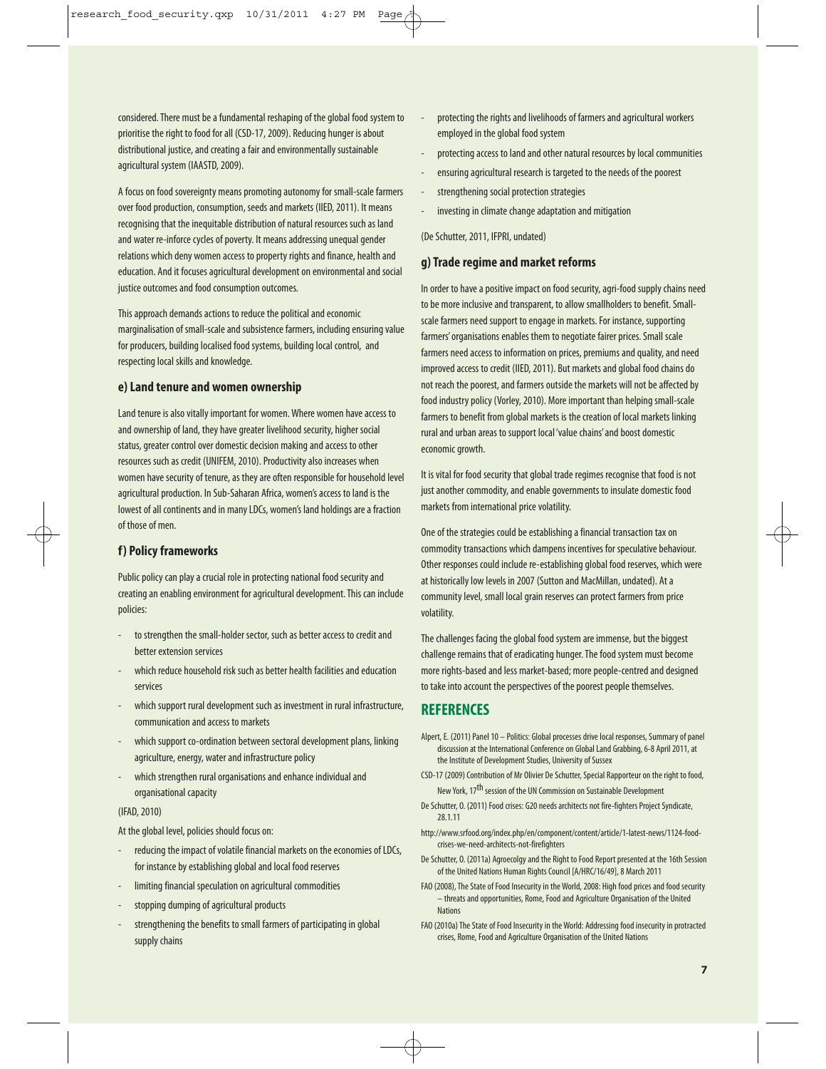considered. There must be a fundamental reshaping of the global food system to prioritise the right to food for all (CSD-17, 2009). Reducing hunger is about distributional justice, and creating a fair and environmentally sustainable agricultural system (IAASTD, 2009).

A focus on food sovereignty means promoting autonomy for small-scale farmers over food production, consumption, seeds and markets (IIED, 2011). It means recognising that the inequitable distribution of natural resources such as land and water re-inforce cycles of poverty. It means addressing unequal gender relations which deny women access to property rights and finance, health and education. And it focuses agricultural development on environmental and social justice outcomes and food consumption outcomes.

This approach demands actions to reduce the political and economic marginalisation of small-scale and subsistence farmers, including ensuring value for producers, building localised food systems, building local control, and respecting local skills and knowledge.

### e) Land tenure and women ownership

Land tenure is also vitally important for women. Where women have access to and ownership of land, they have greater livelihood security, higher social status, greater control over domestic decision making and access to other resources such as credit (UNIFEM, 2010). Productivity also increases when women have security of tenure, as they are often responsible for household level agricultural production. In Sub-Saharan Africa, women's access to land is the lowest of all continents and in many LDCs, women's land holdings are a fraction of those of men.

### f) Policy frameworks

Public policy can play a crucial role in protecting national food security and creating an enabling environment for agricultural development. This can include policies:

- to strengthen the small-holder sector, such as better access to credit and better extension services
- which reduce household risk such as better health facilities and education services
- which support rural development such as investment in rural infrastructure, communication and access to markets
- which support co-ordination between sectoral development plans, linking agriculture, energy, water and infrastructure policy
- which strengthen rural organisations and enhance individual and organisational capacity

(IFAD, 2010)

At the global level, policies should focus on:

- reducing the impact of volatile financial markets on the economies of LDCs, for instance by establishing global and local food reserves
- limiting financial speculation on agricultural commodities
- stopping dumping of agricultural products
- strengthening the benefits to small farmers of participating in global supply chains
- protecting the rights and livelihoods of farmers and agricultural workers employed in the global food system
- protecting access to land and other natural resources by local communities
- ensuring agricultural research is targeted to the needs of the poorest
- strengthening social protection strategies
- investing in climate change adaptation and mitigation

(De Schutter, 2011, IFPRI, undated)

### g) Trade regime and market reforms

In order to have a positive impact on food security, agri-food supply chains need to be more inclusive and transparent, to allow smallholders to benefit. Small-scale farmers need support to engage in markets. For instance, supporting farmers' organisations enables them to negotiate fairer prices. Small scale farmers need access to information on prices, premiums and quality, and need improved access to credit (IIED, 2011). But markets and global food chains do not reach the poorest, and farmers outside the markets will not be affected by food industry policy (Vorley, 2010). More important than helping small-scale farmers to benefit from global markets is the creation of local markets linking rural and urban areas to support local 'value chains' and boost domestic economic growth.

It is vital for food security that global trade regimes recognise that food is not just another commodity, and enable governments to insulate domestic food markets from international price volatility.

One of the strategies could be establishing a financial transaction tax on commodity transactions which dampens incentives for speculative behaviour. Other responses could include re-establishing global food reserves, which were at historically low levels in 2007 (Sutton and MacMillan, undated). At a community level, small local grain reserves can protect farmers from price volatility.

The challenges facing the global food system are immense, but the biggest challenge remains that of eradicating hunger. The food system must become more rights-based and less market-based; more people-centred and designed to take into account the perspectives of the poorest people themselves.

## REFERENCES

Alpert, E. (2011) Panel 10 – Politics: Global processes drive local responses, Summary of panel discussion at the International Conference on Global Land Grabbing, 6-8 April 2011, at the Institute of Development Studies, University of Sussex

CSD-17 (2009) Contribution of Mr Olivier De Schutter, Special Rapporteur on the right to food, New York, 17th session of the UN Commission on Sustainable Development

De Schutter, O. (2011) Food crises: G20 needs architects not fire-fighters Project Syndicate, 28.1.11

http://www.srfood.org/index.php/en/component/content/article/1-latest-news/1124-food-crises-we-need-architects-not-firefighters

De Schutter, O. (2011a) Agroecolgy and the Right to Food Report presented at the 16th Session of the United Nations Human Rights Council [A/HRC/16/49], 8 March 2011

FAO (2008), The State of Food Insecurity in the World, 2008: High food prices and food security – threats and opportunities, Rome, Food and Agriculture Organisation of the United Nations

FAO (2010a) The State of Food Insecurity in the World: Addressing food insecurity in protracted crises, Rome, Food and Agriculture Organisation of the United Nations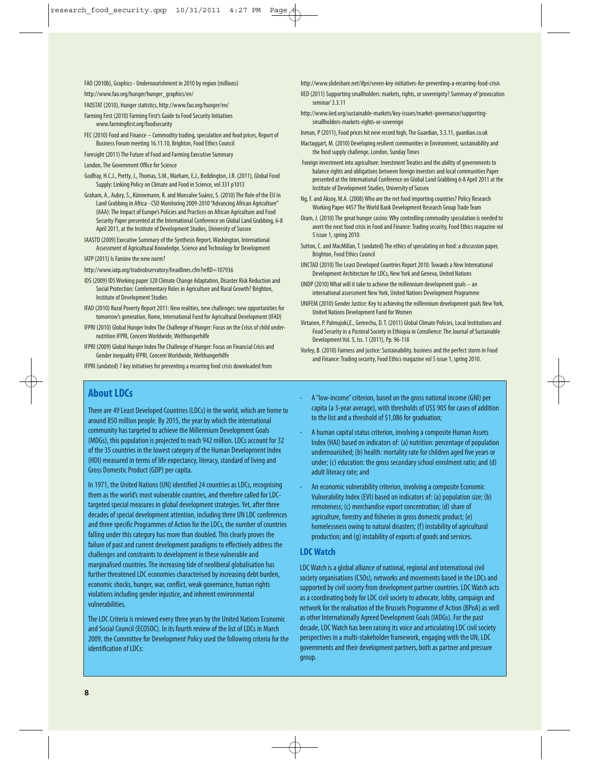FAO (2010b), Graphics - Undernourishment in 2010 by region (millions)

http://www.fao.org/hunger/hunger_graphics/en/

FAOSTAT (2010), Hunger statistics, http://www.fao.org/hunger/en/

Farming First (2010) Farming First's Guide to Food Security Initiatives www.farmingfirst.org/foodsecurity

FEC (2010) Food and Finance – Commodity trading, speculation and food prices, Report of Business Forum meeting 16.11.10, Brighton, Food Ethics Council

Foresight (2011) The Future of Food and Farming Executive Summary

London, The Government Office for Science

Godfray, H.C.J., Pretty, J., Thomas, S.M., Warham, E.J., Beddington, J.R. (2011), Global Food Supply: Linking Policy on Climate and Food in Science, vol 331 p1013

Graham, A., Aubry, S., Künnemann, R. and Monsalve Suárez, S. (2010) The Role of the EU in Land Grabbing in Africa - CSO Monitoring 2009-2010 "Advancing African Agriculture" (AAA): The Impact of Europe's Policies and Practices on African Agriculture and Food Security Paper presented at the International Conference on Global Land Grabbing, 6-8 April 2011, at the Institute of Development Studies, University of Sussex

IAASTD (2009) Executive Summary of the Synthesis Report, Washington, International Assessment of Agricultural Knowledge, Science and Technology for Development

IATP (2011) Is Famine the new norm?

http://www.iatp.org/tradeobservatory/headlines.cfm?refID=107936

IDS (2009) IDS Working paper 320 Climate Change Adaptation, Disaster Risk Reduction and Social Protection: Comlementary Roles in Agriculture and Rural Growth? Brighton, Institute of Development Studies

IFAD (2010) Rural Poverty Report 2011: New realities, new challenges: new opportunities for tomorrow's generation, Rome, International Fund for Agricultural Development (IFAD)

IFPRI (2010) Global Hunger Index The Challenge of Hunger: Focus on the Crisis of child under-nutrition IFPRI, Concern Worldwide, Welthungerhilfe

IFPRI (2009) Global Hunger Index The Challenge of Hunger: Focus on Financial Crisis and Gender inequality IFPRI, Concern Worldwide, Welthungerhilfe

IFPRI (undated) 7 key initiatives for preventing a recurring food crisis downloaded from

http://www.slideshare.net/ifpri/seven-key-initiatives-for-preventing-a-recurring-food-crisis

IIED (2011) Supporting smallholders: markets, rights, or sovereignty? Summary of 'provocation seminar' 3.3.11

http://www.iied.org/sustainable-markets/key-issues/market-governance/supporting-smallholders-markets-rights-or-sovereign

Inman, P (2011), Food prices hit new record high, The Guardian, 3.3.11, guardian.co.uk

Mactaggart, M. (2010) Developing resilient communities in Environment, sustainability and the food supply challenge, London, Sunday Times

Foreign investment into agriculture: Investment Treaties and the ability of governments to balance rights and obligations between foreign investors and local communities Paper presented at the International Conference on Global Land Grabbing 6-8 April 2011 at the Institute of Development Studies, University of Sussex

Ng, F. and Aksoy, M.A. (2008) Who are the net food importing countries? Policy Research Working Paper 4457 The World Bank Development Research Group Trade Team

Oram, J. (2010) The great hunger casino: Why controlling commodity speculation is needed to avert the next food crisis in Food and Finance: Trading security, Food Ethics magazine vol 5 issue 1, spring 2010.

Sutton, C. and MacMillan, T. (undated) The ethics of speculating on food: a discussion paper, Brighton, Food Ethics Council

UNCTAD (2010) The Least Developed Countries Report 2010: Towards a New International Development Architecture for LDCs, New York and Geneva, United Nations

UNDP (2010) What will it take to achieve the millennium development goals – an international assessment New York, United Nations Development Programme

UNIFEM (2010) Gender Justice: Key to achieving the millennium development goals New York, United Nations Development Fund for Women

Virtanen, P. Palmujoki,E., Gemechu, D. T. (2011) Global Climate Policies, Local Institutions and Food Security in a Pastoral Society in Ethiopia in Consilience: The Journal of Sustainable Development Vol. 5, Iss. 1 (2011), Pp. 96-118

Vorley, B. (2010) Fairness and justice: Sustainability, business and the perfect storm in Food and Finance: Trading security, Food Ethics magazine vol 5 issue 1, spring 2010.

## About LDCs

There are 49 Least Developed Countries (LDCs) in the world, which are home to around 850 million people. By 2015, the year by which the international community has targeted to achieve the Millennium Development Goals (MDGs), this population is projected to reach 942 million. LDCs account for 32 of the 35 countries in the lowest category of the Human Development Index (HDI) measured in terms of life expectancy, literacy, standard of living and Gross Domestic Product (GDP) per capita.

In 1971, the United Nations (UN) identified 24 countries as LDCs, recognising them as the world's most vulnerable countries, and therefore called for LDC-targeted special measures in global development strategies. Yet, after three decades of special development attention, including three UN LDC conferences and three specific Programmes of Action for the LDCs, the number of countries falling under this category has more than doubled. This clearly proves the failure of past and current development paradigms to effectively address the challenges and constraints to development in these vulnerable and marginalised countries. The increasing tide of neoliberal globalisation has further threatened LDC economies characterised by increasing debt burden, economic shocks, hunger, war, conflict, weak governance, human rights violations including gender injustice, and inherent environmental vulnerabilities.

The LDC Criteria is reviewed every three years by the United Nations Economic and Social Council (ECOSOC). In its fourth review of the list of LDCs in March 2009, the Committee for Development Policy used the following criteria for the identification of LDCs:

- A "low-income" criterion, based on the gross national income (GNI) per capita (a 3-year average), with thresholds of US$ 905 for cases of addition to the list and a threshold of $1,086 for graduation;
- A human capital status criterion, involving a composite Human Assets Index (HAI) based on indicators of: (a) nutrition: percentage of population undernourished; (b) health: mortality rate for children aged five years or under; (c) education: the gross secondary school enrolment ratio; and (d) adult literacy rate; and
- An economic vulnerability criterion, involving a composite Economic Vulnerability Index (EVI) based on indicators of: (a) population size; (b) remoteness; (c) merchandise export concentration; (d) share of agriculture, forestry and fisheries in gross domestic product; (e) homelessness owing to natural disasters; (f) instability of agricultural production; and (g) instability of exports of goods and services.

### LDC Watch

LDC Watch is a global alliance of national, regional and international civil society organisations (CSOs), networks and movements based in the LDCs and supported by civil society from development partner countries. LDC Watch acts as a coordinating body for LDC civil society to advocate, lobby, campaign and network for the realisation of the Brussels Programme of Action (BPoA) as well as other Internationally Agreed Development Goals (IADGs). For the past decade, LDC Watch has been raising its voice and articulating LDC civil society perspectives in a multi-stakeholder framework, engaging with the UN, LDC governments and their development partners, both as partner and pressure group.